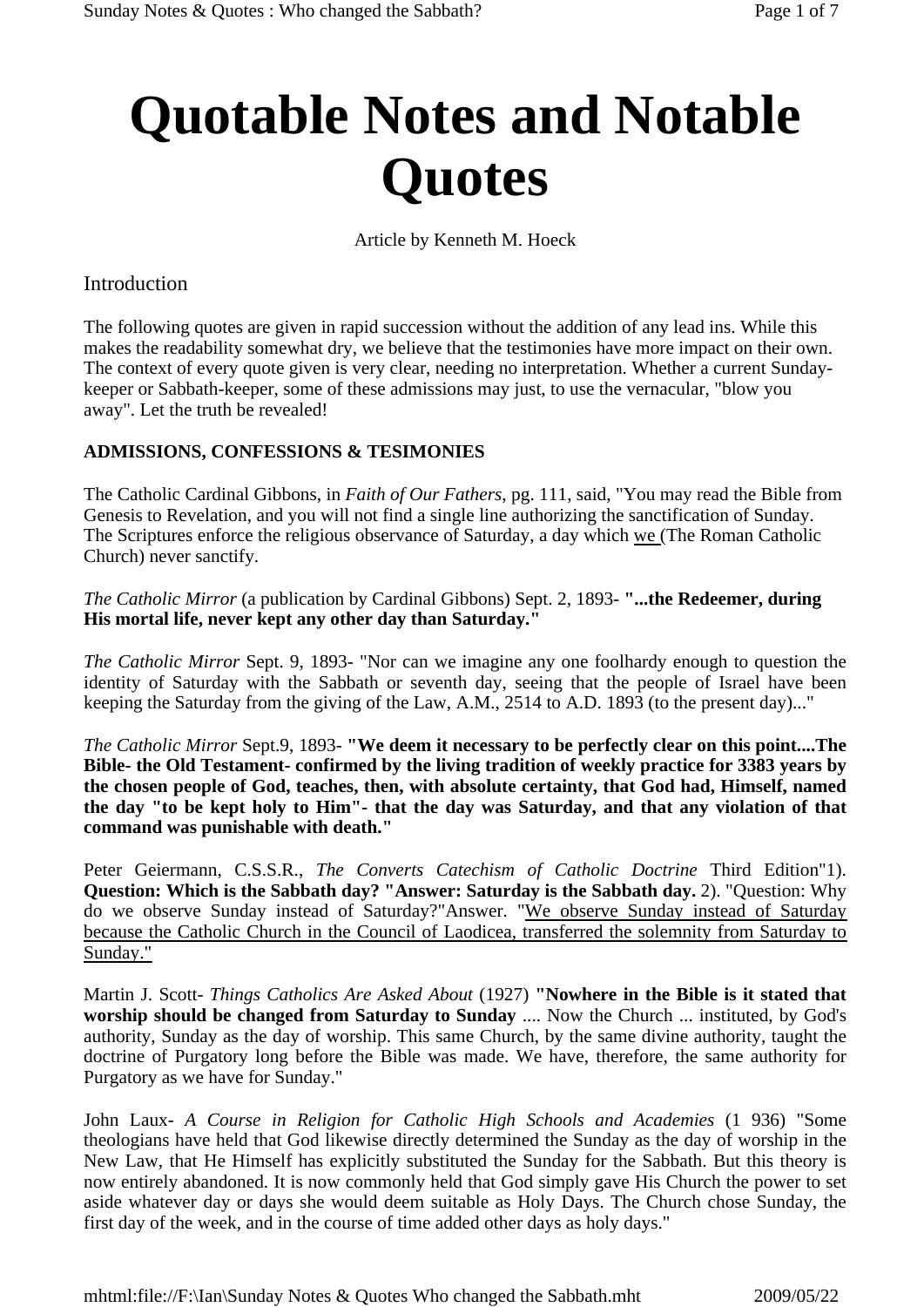# Quotable Notes and Notable Quotes

Article by Kenneth M. Hoeck

## Introduction

The following quotes are given in rapid succession without the addition of any lead ins. While this makes the readability somewhat dry, we believe that the testimonies have more impact on their own. The context of every quote given is very clear, needing no interpretation. Whether a current Sunday-keeper or Sabbath-keeper, some of these admissions may just, to use the vernacular, "blow you away". Let the truth be revealed!

**ADMISSIONS, CONFESSIONS & TESIMONIES**

The Catholic Cardinal Gibbons, in *Faith of Our Fathers*, pg. 111, said, "You may read the Bible from Genesis to Revelation, and you will not find a single line authorizing the sanctification of Sunday. The Scriptures enforce the religious observance of Saturday, a day which <u>we</u> (The Roman Catholic Church) never sanctify.

*The Catholic Mirror* (a publication by Cardinal Gibbons) Sept. 2, 1893- **"...the Redeemer, during His mortal life, never kept any other day than Saturday."**

*The Catholic Mirror* Sept. 9, 1893- "Nor can we imagine any one foolhardy enough to question the identity of Saturday with the Sabbath or seventh day, seeing that the people of Israel have been keeping the Saturday from the giving of the Law, A.M., 2514 to A.D. 1893 (to the present day)..."

*The Catholic Mirror* Sept.9, 1893- **"We deem it necessary to be perfectly clear on this point....The Bible- the Old Testament- confirmed by the living tradition of weekly practice for 3383 years by the chosen people of God, teaches, then, with absolute certainty, that God had, Himself, named the day "to be kept holy to Him"- that the day was Saturday, and that any violation of that command was punishable with death."**

Peter Geiermann, C.S.S.R., *The Converts Catechism of Catholic Doctrine* Third Edition"1). **Question: Which is the Sabbath day? "Answer: Saturday is the Sabbath day.** 2). "Question: Why do we observe Sunday instead of Saturday?"Answer. "<u>We observe Sunday instead of Saturday because the Catholic Church in the Council of Laodicea, transferred the solemnity from Saturday to Sunday."</u>

Martin J. Scott- *Things Catholics Are Asked About* (1927) **"Nowhere in the Bible is it stated that worship should be changed from Saturday to Sunday** .... Now the Church ... instituted, by God's authority, Sunday as the day of worship. This same Church, by the same divine authority, taught the doctrine of Purgatory long before the Bible was made. We have, therefore, the same authority for Purgatory as we have for Sunday."

John Laux- *A Course in Religion for Catholic High Schools and Academies* (1 936) "Some theologians have held that God likewise directly determined the Sunday as the day of worship in the New Law, that He Himself has explicitly substituted the Sunday for the Sabbath. But this theory is now entirely abandoned. It is now commonly held that God simply gave His Church the power to set aside whatever day or days she would deem suitable as Holy Days. The Church chose Sunday, the first day of the week, and in the course of time added other days as holy days."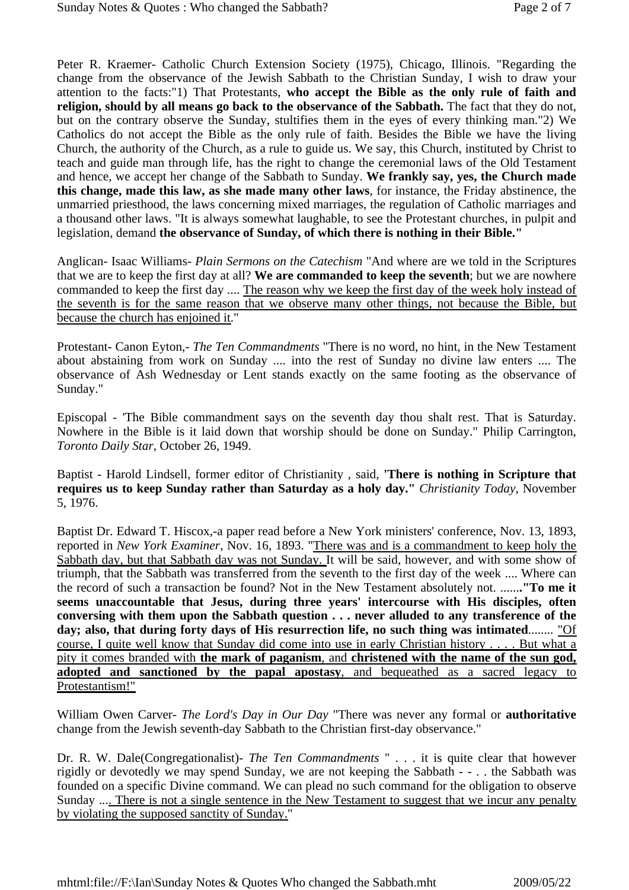Peter R. Kraemer- Catholic Church Extension Society (1975), Chicago, Illinois. "Regarding the change from the observance of the Jewish Sabbath to the Christian Sunday, I wish to draw your attention to the facts:"1) That Protestants, **who accept the Bible as the only rule of faith and religion, should by all means go back to the observance of the Sabbath.** The fact that they do not, but on the contrary observe the Sunday, stultifies them in the eyes of every thinking man."2) We Catholics do not accept the Bible as the only rule of faith. Besides the Bible we have the living Church, the authority of the Church, as a rule to guide us. We say, this Church, instituted by Christ to teach and guide man through life, has the right to change the ceremonial laws of the Old Testament and hence, we accept her change of the Sabbath to Sunday. **We frankly say, yes, the Church made this change, made this law, as she made many other laws**, for instance, the Friday abstinence, the unmarried priesthood, the laws concerning mixed marriages, the regulation of Catholic marriages and a thousand other laws. "It is always somewhat laughable, to see the Protestant churches, in pulpit and legislation, demand **the observance of Sunday, of which there is nothing in their Bible."**

Anglican- Isaac Williams- *Plain Sermons on the Catechism* "And where are we told in the Scriptures that we are to keep the first day at all? **We are commanded to keep the seventh**; but we are nowhere commanded to keep the first day .... The reason why we keep the first day of the week holy instead of the seventh is for the same reason that we observe many other things, not because the Bible, but because the church has enjoined it."

Protestant- Canon Eyton,- *The Ten Commandments* "There is no word, no hint, in the New Testament about abstaining from work on Sunday .... into the rest of Sunday no divine law enters .... The observance of Ash Wednesday or Lent stands exactly on the same footing as the observance of Sunday."

Episcopal - 'The Bible commandment says on the seventh day thou shalt rest. That is Saturday. Nowhere in the Bible is it laid down that worship should be done on Sunday." Philip Carrington, *Toronto Daily Star*, October 26, 1949.

Baptist - Harold Lindsell, former editor of Christianity , said, **'There is nothing in Scripture that requires us to keep Sunday rather than Saturday as a holy day."** *Christianity Today*, November 5, 1976.

Baptist Dr. Edward T. Hiscox,-a paper read before a New York ministers' conference, Nov. 13, 1893, reported in *New York Examiner*, Nov. 16, 1893. "There was and is a commandment to keep holy the Sabbath day, but that Sabbath day was not Sunday. It will be said, however, and with some show of triumph, that the Sabbath was transferred from the seventh to the first day of the week .... Where can the record of such a transaction be found? Not in the New Testament absolutely not. .......**"To me it seems unaccountable that Jesus, during three years' intercourse with His disciples, often conversing with them upon the Sabbath question . . . never alluded to any transference of the day; also, that during forty days of His resurrection life, no such thing was intimated**........ "Of course, I quite well know that Sunday did come into use in early Christian history . . . . But what a pity it comes branded with **the mark of paganism**, and **christened with the name of the sun god, adopted and sanctioned by the papal apostasy**, and bequeathed as a sacred legacy to Protestantism!"

William Owen Carver- *The Lord's Day in Our Day* "There was never any formal or **authoritative** change from the Jewish seventh-day Sabbath to the Christian first-day observance."

Dr. R. W. Dale(Congregationalist)- *The Ten Commandments* " . . . it is quite clear that however rigidly or devotedly we may spend Sunday, we are not keeping the Sabbath - - . . the Sabbath was founded on a specific Divine command. We can plead no such command for the obligation to observe Sunday ..... There is not a single sentence in the New Testament to suggest that we incur any penalty by violating the supposed sanctity of Sunday."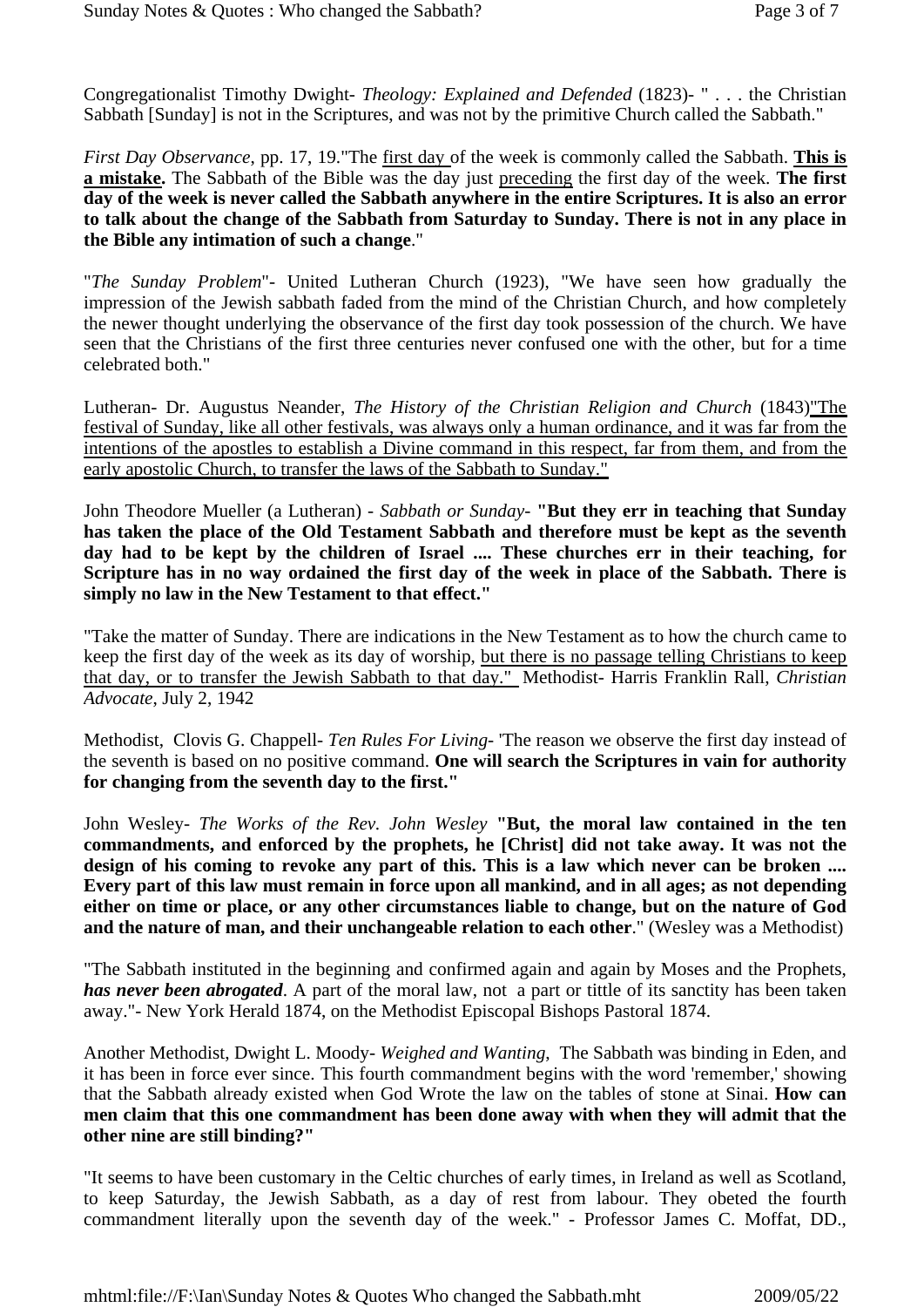Congregationalist Timothy Dwight- *Theology: Explained and Defended* (1823)- " . . . the Christian Sabbath [Sunday] is not in the Scriptures, and was not by the primitive Church called the Sabbath."

*First Day Observance*, pp. 17, 19."The first day of the week is commonly called the Sabbath. **This is a mistake.** The Sabbath of the Bible was the day just preceding the first day of the week. **The first day of the week is never called the Sabbath anywhere in the entire Scriptures. It is also an error to talk about the change of the Sabbath from Saturday to Sunday. There is not in any place in the Bible any intimation of such a change**."

"*The Sunday Problem*"- United Lutheran Church (1923), "We have seen how gradually the impression of the Jewish sabbath faded from the mind of the Christian Church, and how completely the newer thought underlying the observance of the first day took possession of the church. We have seen that the Christians of the first three centuries never confused one with the other, but for a time celebrated both."

Lutheran- Dr. Augustus Neander, *The History of the Christian Religion and Church* (1843)"The festival of Sunday, like all other festivals, was always only a human ordinance, and it was far from the intentions of the apostles to establish a Divine command in this respect, far from them, and from the early apostolic Church, to transfer the laws of the Sabbath to Sunday."

John Theodore Mueller (a Lutheran) - *Sabbath or Sunday*- **"But they err in teaching that Sunday has taken the place of the Old Testament Sabbath and therefore must be kept as the seventh day had to be kept by the children of Israel .... These churches err in their teaching, for Scripture has in no way ordained the first day of the week in place of the Sabbath. There is simply no law in the New Testament to that effect."**

"Take the matter of Sunday. There are indications in the New Testament as to how the church came to keep the first day of the week as its day of worship, but there is no passage telling Christians to keep that day, or to transfer the Jewish Sabbath to that day." Methodist- Harris Franklin Rall, *Christian Advocate*, July 2, 1942

Methodist, Clovis G. Chappell- *Ten Rules For Living*- 'The reason we observe the first day instead of the seventh is based on no positive command. **One will search the Scriptures in vain for authority for changing from the seventh day to the first."**

John Wesley- *The Works of the Rev. John Wesley* **"But, the moral law contained in the ten commandments, and enforced by the prophets, he [Christ] did not take away. It was not the design of his coming to revoke any part of this. This is a law which never can be broken .... Every part of this law must remain in force upon all mankind, and in all ages; as not depending either on time or place, or any other circumstances liable to change, but on the nature of God and the nature of man, and their unchangeable relation to each other**." (Wesley was a Methodist)

"The Sabbath instituted in the beginning and confirmed again and again by Moses and the Prophets, ***has never been abrogated***. A part of the moral law, not a part or tittle of its sanctity has been taken away."- New York Herald 1874, on the Methodist Episcopal Bishops Pastoral 1874.

Another Methodist, Dwight L. Moody- *Weighed and Wanting*, The Sabbath was binding in Eden, and it has been in force ever since. This fourth commandment begins with the word 'remember,' showing that the Sabbath already existed when God Wrote the law on the tables of stone at Sinai. **How can men claim that this one commandment has been done away with when they will admit that the other nine are still binding?"**

"It seems to have been customary in the Celtic churches of early times, in Ireland as well as Scotland, to keep Saturday, the Jewish Sabbath, as a day of rest from labour. They obeted the fourth commandment literally upon the seventh day of the week." - Professor James C. Moffat, DD.,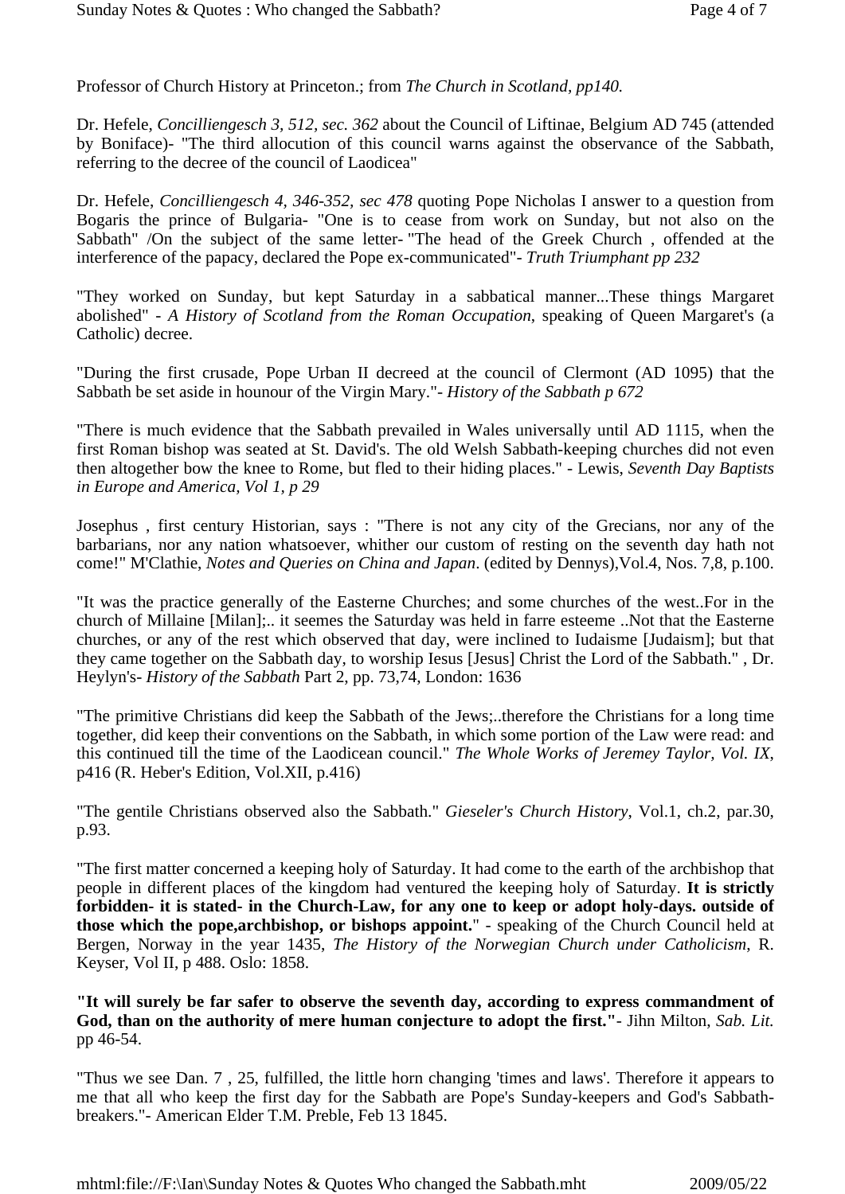Professor of Church History at Princeton.; from *The Church in Scotland, pp140.*

Dr. Hefele, *Concilliengesch 3, 512, sec. 362* about the Council of Liftinae, Belgium AD 745 (attended by Boniface)- "The third allocution of this council warns against the observance of the Sabbath, referring to the decree of the council of Laodicea"

Dr. Hefele, *Concilliengesch 4, 346-352, sec 478* quoting Pope Nicholas I answer to a question from Bogaris the prince of Bulgaria- "One is to cease from work on Sunday, but not also on the Sabbath" /On the subject of the same letter- "The head of the Greek Church , offended at the interference of the papacy, declared the Pope ex-communicated"- *Truth Triumphant pp 232*

"They worked on Sunday, but kept Saturday in a sabbatical manner...These things Margaret abolished" - *A History of Scotland from the Roman Occupation*, speaking of Queen Margaret's (a Catholic) decree.

"During the first crusade, Pope Urban II decreed at the council of Clermont (AD 1095) that the Sabbath be set aside in hounour of the Virgin Mary."- *History of the Sabbath p 672*

"There is much evidence that the Sabbath prevailed in Wales universally until AD 1115, when the first Roman bishop was seated at St. David's. The old Welsh Sabbath-keeping churches did not even then altogether bow the knee to Rome, but fled to their hiding places." - Lewis, *Seventh Day Baptists in Europe and America, Vol 1, p 29*

Josephus , first century Historian, says : "There is not any city of the Grecians, nor any of the barbarians, nor any nation whatsoever, whither our custom of resting on the seventh day hath not come!" M'Clathie, *Notes and Queries on China and Japan*. (edited by Dennys),Vol.4, Nos. 7,8, p.100.

"It was the practice generally of the Easterne Churches; and some churches of the west..For in the church of Millaine [Milan];.. it seemes the Saturday was held in farre esteeme ..Not that the Easterne churches, or any of the rest which observed that day, were inclined to Iudaisme [Judaism]; but that they came together on the Sabbath day, to worship Iesus [Jesus] Christ the Lord of the Sabbath." , Dr. Heylyn's- *History of the Sabbath* Part 2, pp. 73,74, London: 1636

"The primitive Christians did keep the Sabbath of the Jews;..therefore the Christians for a long time together, did keep their conventions on the Sabbath, in which some portion of the Law were read: and this continued till the time of the Laodicean council." *The Whole Works of Jeremey Taylor, Vol. IX*, p416 (R. Heber's Edition, Vol.XII, p.416)

"The gentile Christians observed also the Sabbath." *Gieseler's Church History*, Vol.1, ch.2, par.30, p.93.

"The first matter concerned a keeping holy of Saturday. It had come to the earth of the archbishop that people in different places of the kingdom had ventured the keeping holy of Saturday. **It is strictly forbidden- it is stated- in the Church-Law, for any one to keep or adopt holy-days. outside of those which the pope,archbishop, or bishops appoint.**" - speaking of the Church Council held at Bergen, Norway in the year 1435, *The History of the Norwegian Church under Catholicism*, R. Keyser, Vol II, p 488. Oslo: 1858.

**"It will surely be far safer to observe the seventh day, according to express commandment of God, than on the authority of mere human conjecture to adopt the first."**- Jihn Milton, *Sab. Lit.* pp 46-54.

"Thus we see Dan. 7 , 25, fulfilled, the little horn changing 'times and laws'. Therefore it appears to me that all who keep the first day for the Sabbath are Pope's Sunday-keepers and God's Sabbath-breakers."- American Elder T.M. Preble, Feb 13 1845.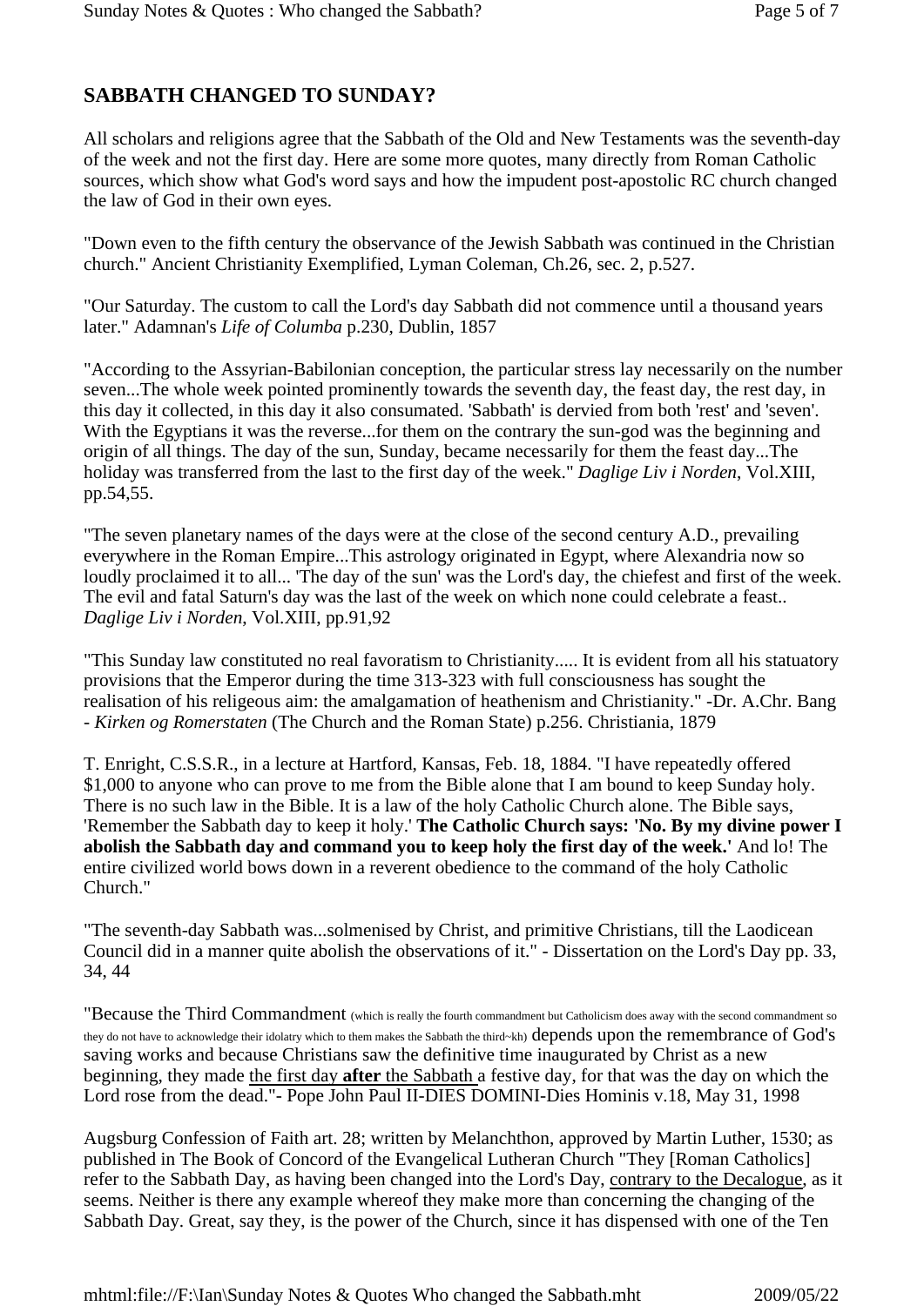## SABBATH CHANGED TO SUNDAY?

All scholars and religions agree that the Sabbath of the Old and New Testaments was the seventh-day of the week and not the first day. Here are some more quotes, many directly from Roman Catholic sources, which show what God's word says and how the impudent post-apostolic RC church changed the law of God in their own eyes.

"Down even to the fifth century the observance of the Jewish Sabbath was continued in the Christian church." Ancient Christianity Exemplified, Lyman Coleman, Ch.26, sec. 2, p.527.

"Our Saturday. The custom to call the Lord's day Sabbath did not commence until a thousand years later." Adamnan's *Life of Columba* p.230, Dublin, 1857

"According to the Assyrian-Babilonian conception, the particular stress lay necessarily on the number seven...The whole week pointed prominently towards the seventh day, the feast day, the rest day, in this day it collected, in this day it also consumated. 'Sabbath' is dervied from both 'rest' and 'seven'. With the Egyptians it was the reverse...for them on the contrary the sun-god was the beginning and origin of all things. The day of the sun, Sunday, became necessarily for them the feast day...The holiday was transferred from the last to the first day of the week." *Daglige Liv i Norden*, Vol.XIII, pp.54,55.

"The seven planetary names of the days were at the close of the second century A.D., prevailing everywhere in the Roman Empire...This astrology originated in Egypt, where Alexandria now so loudly proclaimed it to all... 'The day of the sun' was the Lord's day, the chiefest and first of the week. The evil and fatal Saturn's day was the last of the week on which none could celebrate a feast.. *Daglige Liv i Norden*, Vol.XIII, pp.91,92

"This Sunday law constituted no real favoratism to Christianity..... It is evident from all his statuatory provisions that the Emperor during the time 313-323 with full consciousness has sought the realisation of his religeous aim: the amalgamation of heathenism and Christianity." -Dr. A.Chr. Bang - *Kirken og Romerstaten* (The Church and the Roman State) p.256. Christiania, 1879

T. Enright, C.S.S.R., in a lecture at Hartford, Kansas, Feb. 18, 1884. "I have repeatedly offered $1,000 to anyone who can prove to me from the Bible alone that I am bound to keep Sunday holy. There is no such law in the Bible. It is a law of the holy Catholic Church alone. The Bible says, 'Remember the Sabbath day to keep it holy.' **The Catholic Church says: 'No. By my divine power I abolish the Sabbath day and command you to keep holy the first day of the week.'** And lo! The entire civilized world bows down in a reverent obedience to the command of the holy Catholic Church."

"The seventh-day Sabbath was...solmenised by Christ, and primitive Christians, till the Laodicean Council did in a manner quite abolish the observations of it." - Dissertation on the Lord's Day pp. 33, 34, 44

"Because the Third Commandment (which is really the fourth commandment but Catholicism does away with the second commandment so they do not have to acknowledge their idolatry which to them makes the Sabbath the third~kh) depends upon the remembrance of God's saving works and because Christians saw the definitive time inaugurated by Christ as a new beginning, they made <u>the first day **after** the Sabbath</u> a festive day, for that was the day on which the Lord rose from the dead."- Pope John Paul II-DIES DOMINI-Dies Hominis v.18, May 31, 1998

Augsburg Confession of Faith art. 28; written by Melanchthon, approved by Martin Luther, 1530; as published in The Book of Concord of the Evangelical Lutheran Church "They [Roman Catholics] refer to the Sabbath Day, as having been changed into the Lord's Day, <u>contrary to the Decalogue</u>, as it seems. Neither is there any example whereof they make more than concerning the changing of the Sabbath Day. Great, say they, is the power of the Church, since it has dispensed with one of the Ten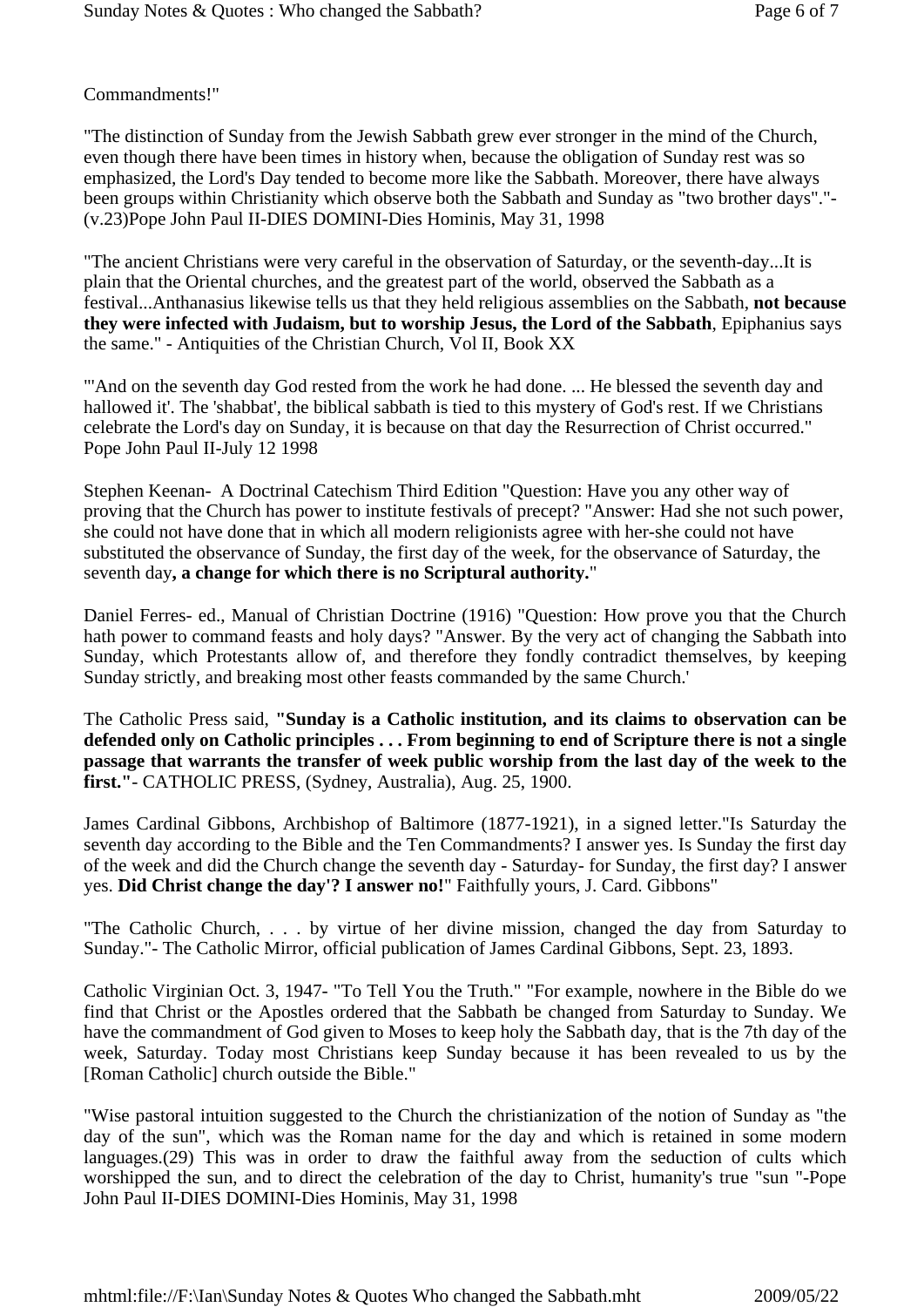Commandments!"

"The distinction of Sunday from the Jewish Sabbath grew ever stronger in the mind of the Church, even though there have been times in history when, because the obligation of Sunday rest was so emphasized, the Lord's Day tended to become more like the Sabbath. Moreover, there have always been groups within Christianity which observe both the Sabbath and Sunday as "two brother days"."-(v.23)Pope John Paul II-DIES DOMINI-Dies Hominis, May 31, 1998

"The ancient Christians were very careful in the observation of Saturday, or the seventh-day...It is plain that the Oriental churches, and the greatest part of the world, observed the Sabbath as a festival...Anthanasius likewise tells us that they held religious assemblies on the Sabbath, **not because they were infected with Judaism, but to worship Jesus, the Lord of the Sabbath**, Epiphanius says the same." - Antiquities of the Christian Church, Vol II, Book XX

"'And on the seventh day God rested from the work he had done. ... He blessed the seventh day and hallowed it'. The 'shabbat', the biblical sabbath is tied to this mystery of God's rest. If we Christians celebrate the Lord's day on Sunday, it is because on that day the Resurrection of Christ occurred." Pope John Paul II-July 12 1998

Stephen Keenan- A Doctrinal Catechism Third Edition "Question: Have you any other way of proving that the Church has power to institute festivals of precept? "Answer: Had she not such power, she could not have done that in which all modern religionists agree with her-she could not have substituted the observance of Sunday, the first day of the week, for the observance of Saturday, the seventh day**, a change for which there is no Scriptural authority.**"

Daniel Ferres- ed., Manual of Christian Doctrine (1916) "Question: How prove you that the Church hath power to command feasts and holy days? "Answer. By the very act of changing the Sabbath into Sunday, which Protestants allow of, and therefore they fondly contradict themselves, by keeping Sunday strictly, and breaking most other feasts commanded by the same Church.'

The Catholic Press said, **"Sunday is a Catholic institution, and its claims to observation can be defended only on Catholic principles . . . From beginning to end of Scripture there is not a single passage that warrants the transfer of week public worship from the last day of the week to the first."**- CATHOLIC PRESS, (Sydney, Australia), Aug. 25, 1900.

James Cardinal Gibbons, Archbishop of Baltimore (1877-1921), in a signed letter."Is Saturday the seventh day according to the Bible and the Ten Commandments? I answer yes. Is Sunday the first day of the week and did the Church change the seventh day - Saturday- for Sunday, the first day? I answer yes. **Did Christ change the day'? I answer no!**" Faithfully yours, J. Card. Gibbons"

"The Catholic Church, . . . by virtue of her divine mission, changed the day from Saturday to Sunday."- The Catholic Mirror, official publication of James Cardinal Gibbons, Sept. 23, 1893.

Catholic Virginian Oct. 3, 1947- "To Tell You the Truth." "For example, nowhere in the Bible do we find that Christ or the Apostles ordered that the Sabbath be changed from Saturday to Sunday. We have the commandment of God given to Moses to keep holy the Sabbath day, that is the 7th day of the week, Saturday. Today most Christians keep Sunday because it has been revealed to us by the [Roman Catholic] church outside the Bible."

"Wise pastoral intuition suggested to the Church the christianization of the notion of Sunday as "the day of the sun", which was the Roman name for the day and which is retained in some modern languages.(29) This was in order to draw the faithful away from the seduction of cults which worshipped the sun, and to direct the celebration of the day to Christ, humanity's true "sun "-Pope John Paul II-DIES DOMINI-Dies Hominis, May 31, 1998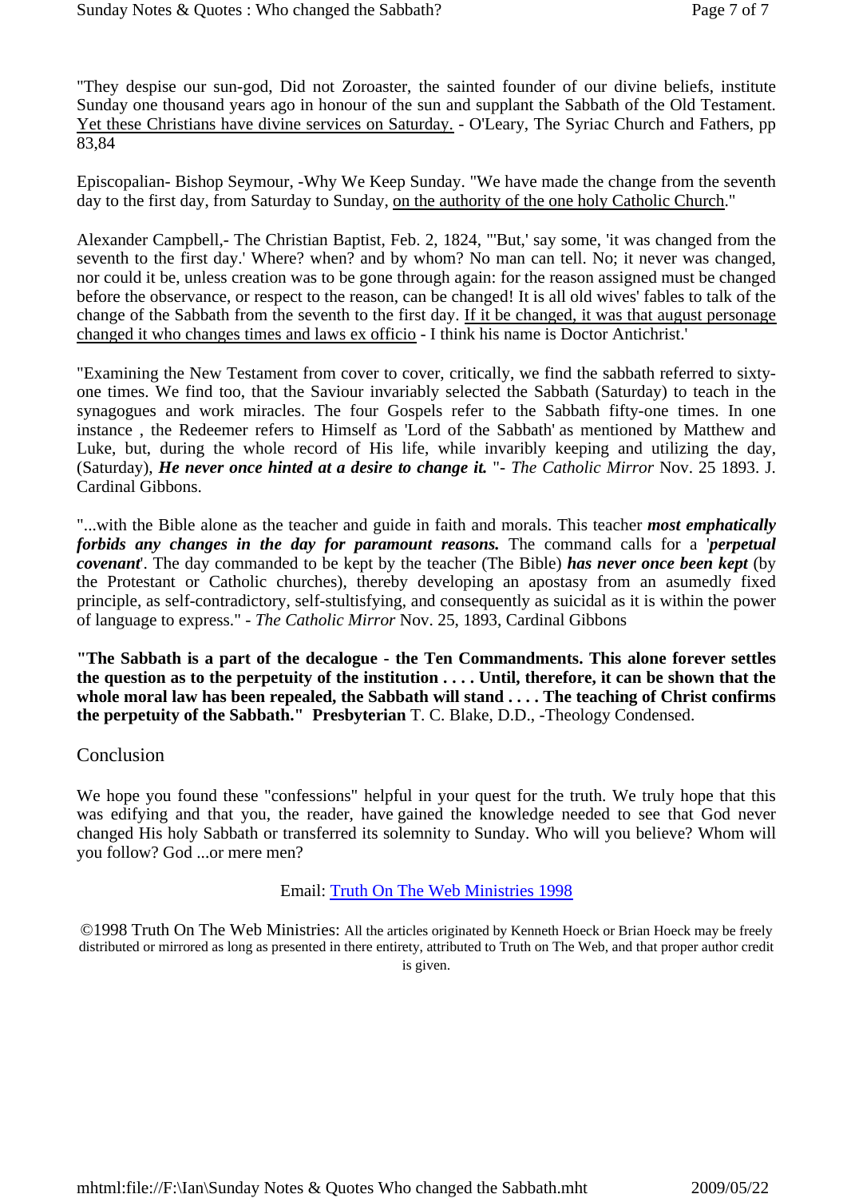"They despise our sun-god, Did not Zoroaster, the sainted founder of our divine beliefs, institute Sunday one thousand years ago in honour of the sun and supplant the Sabbath of the Old Testament. <u>Yet these Christians have divine services on Saturday.</u> - O'Leary, The Syriac Church and Fathers, pp 83,84

Episcopalian- Bishop Seymour, -Why We Keep Sunday. "We have made the change from the seventh day to the first day, from Saturday to Sunday, <u>on the authority of the one holy Catholic Church</u>."

Alexander Campbell,- The Christian Baptist, Feb. 2, 1824, "'But,' say some, 'it was changed from the seventh to the first day.' Where? when? and by whom? No man can tell. No; it never was changed, nor could it be, unless creation was to be gone through again: for the reason assigned must be changed before the observance, or respect to the reason, can be changed! It is all old wives' fables to talk of the change of the Sabbath from the seventh to the first day. <u>If it be changed, it was that august personage changed it who changes times and laws ex officio</u> - I think his name is Doctor Antichrist.'

"Examining the New Testament from cover to cover, critically, we find the sabbath referred to sixty-one times. We find too, that the Saviour invariably selected the Sabbath (Saturday) to teach in the synagogues and work miracles. The four Gospels refer to the Sabbath fifty-one times. In one instance , the Redeemer refers to Himself as 'Lord of the Sabbath' as mentioned by Matthew and Luke, but, during the whole record of His life, while invaribly keeping and utilizing the day, (Saturday), ***He never once hinted at a desire to change it.*** "- *The Catholic Mirror* Nov. 25 1893. J. Cardinal Gibbons.

"...with the Bible alone as the teacher and guide in faith and morals. This teacher ***most emphatically forbids any changes in the day for paramount reasons.*** The command calls for a '***perpetual covenant***'. The day commanded to be kept by the teacher (The Bible) ***has never once been kept*** (by the Protestant or Catholic churches), thereby developing an apostasy from an asumedly fixed principle, as self-contradictory, self-stultisfying, and consequently as suicidal as it is within the power of language to express." - *The Catholic Mirror* Nov. 25, 1893, Cardinal Gibbons

**"The Sabbath is a part of the decalogue - the Ten Commandments. This alone forever settles the question as to the perpetuity of the institution . . . . Until, therefore, it can be shown that the whole moral law has been repealed, the Sabbath will stand . . . . The teaching of Christ confirms the perpetuity of the Sabbath." Presbyterian** T. C. Blake, D.D., -Theology Condensed.

## Conclusion

We hope you found these "confessions" helpful in your quest for the truth. We truly hope that this was edifying and that you, the reader, have gained the knowledge needed to see that God never changed His holy Sabbath or transferred its solemnity to Sunday. Who will you believe? Whom will you follow? God ...or mere men?

Email: Truth On The Web Ministries 1998

©1998 Truth On The Web Ministries: All the articles originated by Kenneth Hoeck or Brian Hoeck may be freely distributed or mirrored as long as presented in there entirety, attributed to Truth on The Web, and that proper author credit is given.